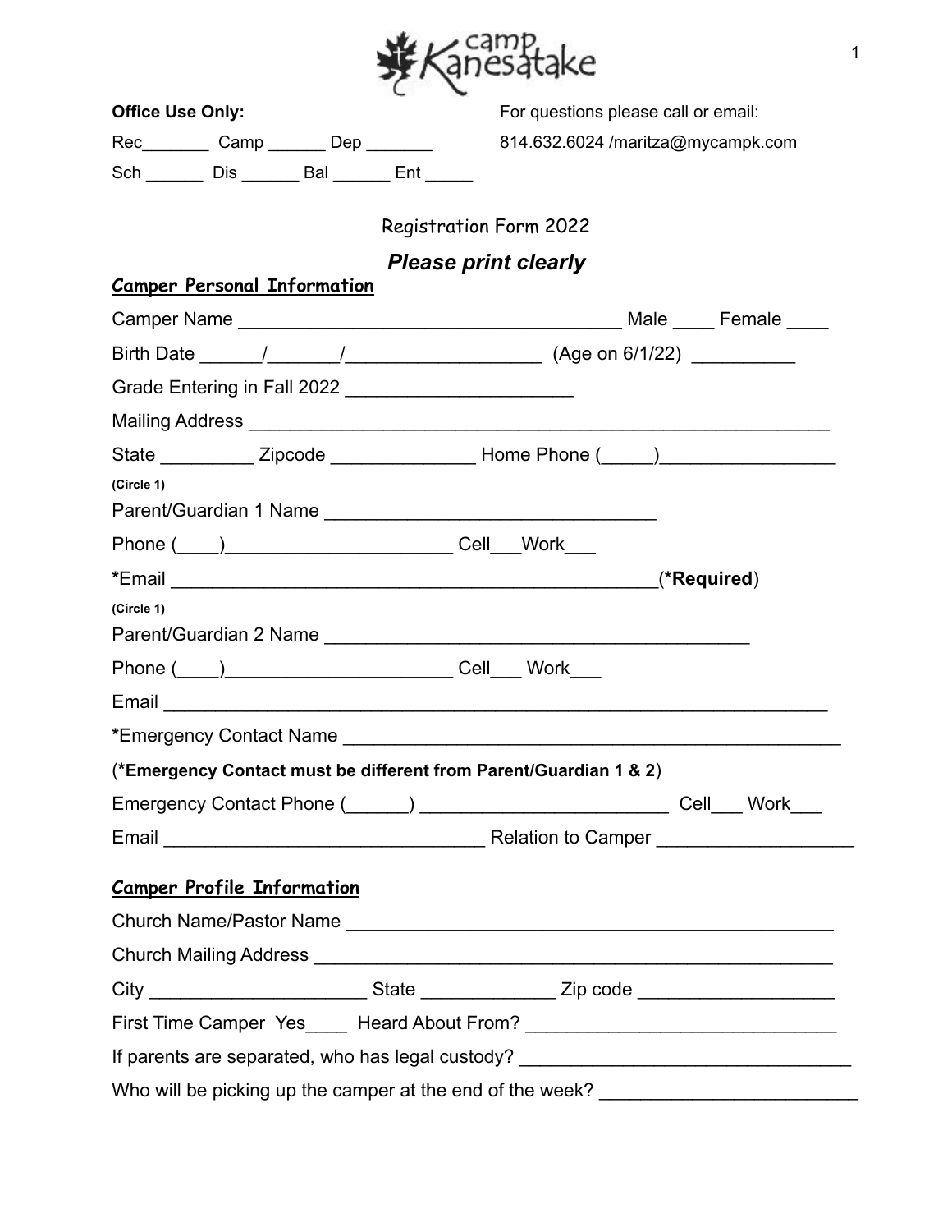camp Kanesatake

**Office Use Only:**

Rec_______ Camp ______ Dep _______

Sch ______ Dis ______ Bal ______ Ent _____

For questions please call or email:

814.632.6024 /maritza@mycampk.com

Registration Form 2022

***Please print clearly***

## Camper Personal Information

Camper Name ____________________________________ Male ____ Female ____

Birth Date ______/_______/__________________ (Age on 6/1/22) __________

Grade Entering in Fall 2022 _____________________

Mailing Address __________________________________________________________

State _________ Zipcode ______________ Home Phone (_____)_________________

**(Circle 1)**

Parent/Guardian 1 Name _______________________________

Phone (____)_____________________ Cell___Work___

***Email** _______________________________________________(***Required**)

**(Circle 1)**

Parent/Guardian 2 Name ________________________________________

Phone (____)_____________________ Cell___ Work___

Email ______________________________________________________________

*Emergency Contact Name _______________________________________________

(**\*Emergency Contact must be different from Parent/Guardian 1 & 2**)

Emergency Contact Phone (______) _______________________ Cell___ Work___

Email ______________________________ Relation to Camper __________________

## Camper Profile Information

Church Name/Pastor Name ______________________________________________

Church Mailing Address _________________________________________________

City _____________________ State _____________ Zip code __________________

First Time Camper Yes____ Heard About From? _____________________________

If parents are separated, who has legal custody? _______________________________

Who will be picking up the camper at the end of the week? ________________________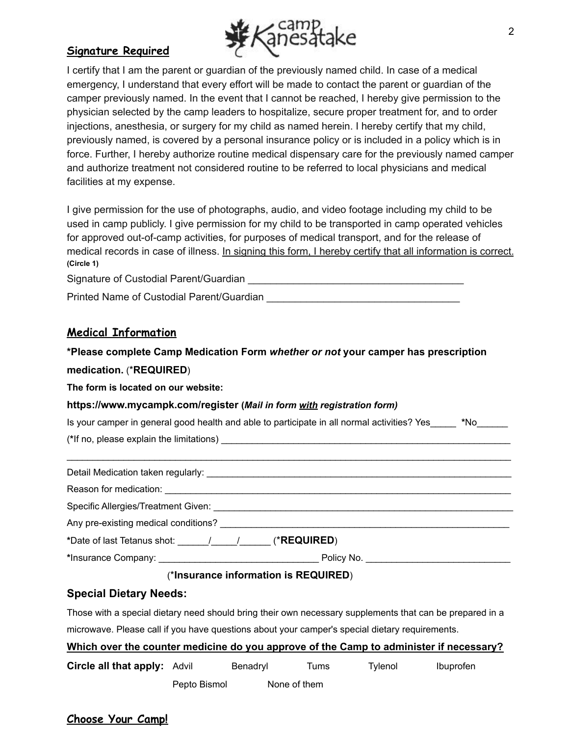## Signature Required

I certify that I am the parent or guardian of the previously named child. In case of a medical emergency, I understand that every effort will be made to contact the parent or guardian of the camper previously named. In the event that I cannot be reached, I hereby give permission to the physician selected by the camp leaders to hospitalize, secure proper treatment for, and to order injections, anesthesia, or surgery for my child as named herein. I hereby certify that my child, previously named, is covered by a personal insurance policy or is included in a policy which is in force. Further, I hereby authorize routine medical dispensary care for the previously named camper and authorize treatment not considered routine to be referred to local physicians and medical facilities at my expense.

I give permission for the use of photographs, audio, and video footage including my child to be used in camp publicly. I give permission for my child to be transported in camp operated vehicles for approved out-of-camp activities, for purposes of medical transport, and for the release of medical records in case of illness. <u>In signing this form, I hereby certify that all information is correct.</u>
**(Circle 1)**

Signature of Custodial Parent/Guardian ______________________________________

Printed Name of Custodial Parent/Guardian __________________________________

## Medical Information

**\*Please complete Camp Medication Form *whether or not* your camper has prescription medication.** (\***REQUIRED**)

**The form is located on our website:**

**https://www.mycampk.com/register (*Mail in form <u>with</u> registration form)***

Is your camper in general good health and able to participate in all normal activities? Yes_____ **\***No______

(**\***If no, please explain the limitations) ________________________________________________________

_____________________________________________________________________________________

Detail Medication taken regularly: ____________________________________________________________

Reason for medication: ____________________________________________________________________

Specific Allergies/Treatment Given: ___________________________________________________________

Any pre-existing medical conditions? __________________________________________________________

**\***Date of last Tetanus shot: ______/_____/______ (\***REQUIRED**)

**\***Insurance Company: ______________________________ Policy No. ___________________________

(\***Insurance information is REQUIRED**)

### Special Dietary Needs:

Those with a special dietary need should bring their own necessary supplements that can be prepared in a microwave. Please call if you have questions about your camper's special dietary requirements.

**<u>Which over the counter medicine do you approve of the Camp to administer if necessary?</u>**

**Circle all that apply:** Advil  Benadryl  Tums  Tylenol  Ibuprofen  Pepto Bismol  None of them

## Choose Your Camp!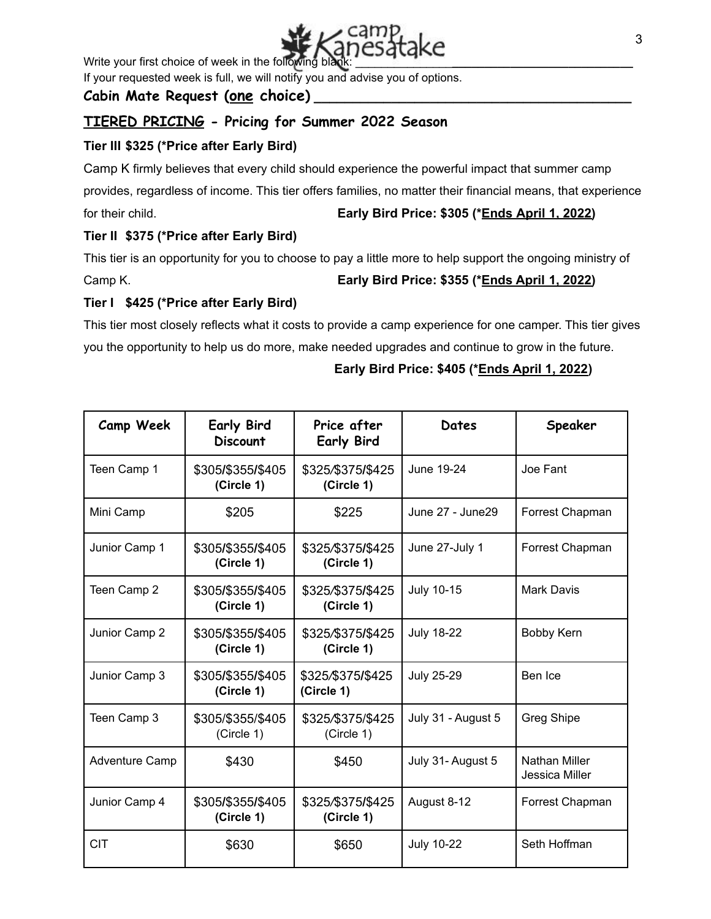Write your first choice of week in the following blank: ________________________________________

If your requested week is full, we will notify you and advise you of options.

**Cabin Mate Request (<u>one</u> choice) ________________________________________**

## <u>TIERED PRICING</u> - Pricing for Summer 2022 Season

**Tier III $325 (*Price after Early Bird)**

Camp K firmly believes that every child should experience the powerful impact that summer camp provides, regardless of income. This tier offers families, no matter their financial means, that experience for their child. **Early Bird Price: $305 (*<u>Ends April 1, 2022</u>)**

**Tier II $375 (*Price after Early Bird)**

This tier is an opportunity for you to choose to pay a little more to help support the ongoing ministry of Camp K. **Early Bird Price: $355 (*<u>Ends April 1, 2022</u>)**

**Tier I $425 (*Price after Early Bird)**

This tier most closely reflects what it costs to provide a camp experience for one camper. This tier gives you the opportunity to help us do more, make needed upgrades and continue to grow in the future.

**Early Bird Price: $405 (*<u>Ends April 1, 2022</u>)**

| Camp Week | Early Bird Discount | Price after Early Bird | Dates | Speaker |
|---|---|---|---|---|
| Teen Camp 1 | $305/$355/$405 **(Circle 1)** | $325/$375/$425 **(Circle 1)** | June 19-24 | Joe Fant |
| Mini Camp | $205 | $225 | June 27 - June29 | Forrest Chapman |
| Junior Camp 1 | $305/$355/$405 **(Circle 1)** | $325/$375/$425 **(Circle 1)** | June 27-July 1 | Forrest Chapman |
| Teen Camp 2 | $305/$355/$405 **(Circle 1)** | $325/$375/$425 **(Circle 1)** | July 10-15 | Mark Davis |
| Junior Camp 2 | $305/$355/$405 **(Circle 1)** | $325/$375/$425 **(Circle 1)** | July 18-22 | Bobby Kern |
| Junior Camp 3 | $305/$355/$405 **(Circle 1)** | $325/$375/$425 **(Circle 1)** | July 25-29 | Ben Ice |
| Teen Camp 3 | $305/$355/$405 (Circle 1) | $325/$375/$425 (Circle 1) | July 31 - August 5 | Greg Shipe |
| Adventure Camp | $430 | $450 | July 31- August 5 | Nathan Miller Jessica Miller |
| Junior Camp 4 | $305/$355/$405 **(Circle 1)** | $325/$375/$425 **(Circle 1)** | August 8-12 | Forrest Chapman |
| CIT | $630 | $650 | July 10-22 | Seth Hoffman |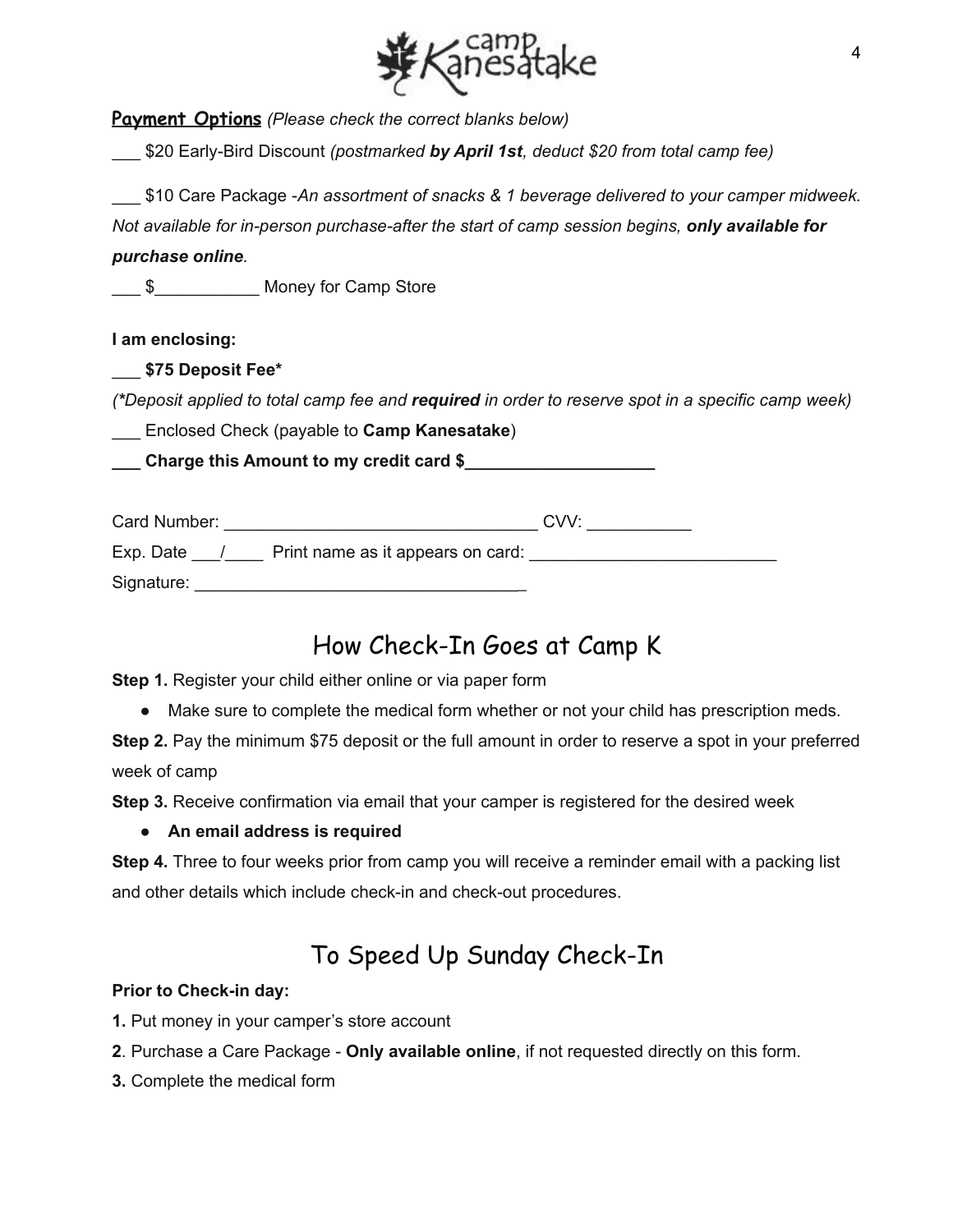**Payment Options** *(Please check the correct blanks below)*

___ $20 Early-Bird Discount *(postmarked **by April 1st**, deduct $20 from total camp fee)*

___ $10 Care Package -*An assortment of snacks & 1 beverage delivered to your camper midweek. Not available for in-person purchase-after the start of camp session begins, **only available for purchase online**.*

___ $___________ Money for Camp Store

**I am enclosing:**

___ **$75 Deposit Fee***

*(*Deposit applied to total camp fee and **required** in order to reserve spot in a specific camp week)*

___ Enclosed Check (payable to **Camp Kanesatake**)

**___ Charge this Amount to my credit card $____________________**

Card Number: _________________________________ CVV: ___________

Exp. Date ___/____ Print name as it appears on card: __________________________

Signature: ___________________________________

## How Check-In Goes at Camp K

**Step 1.** Register your child either online or via paper form

- Make sure to complete the medical form whether or not your child has prescription meds.

**Step 2.** Pay the minimum $75 deposit or the full amount in order to reserve a spot in your preferred week of camp

**Step 3.** Receive confirmation via email that your camper is registered for the desired week

- **An email address is required**

**Step 4.** Three to four weeks prior from camp you will receive a reminder email with a packing list and other details which include check-in and check-out procedures.

## To Speed Up Sunday Check-In

**Prior to Check-in day:**

**1.** Put money in your camper's store account

**2**. Purchase a Care Package - **Only available online**, if not requested directly on this form.

**3.** Complete the medical form